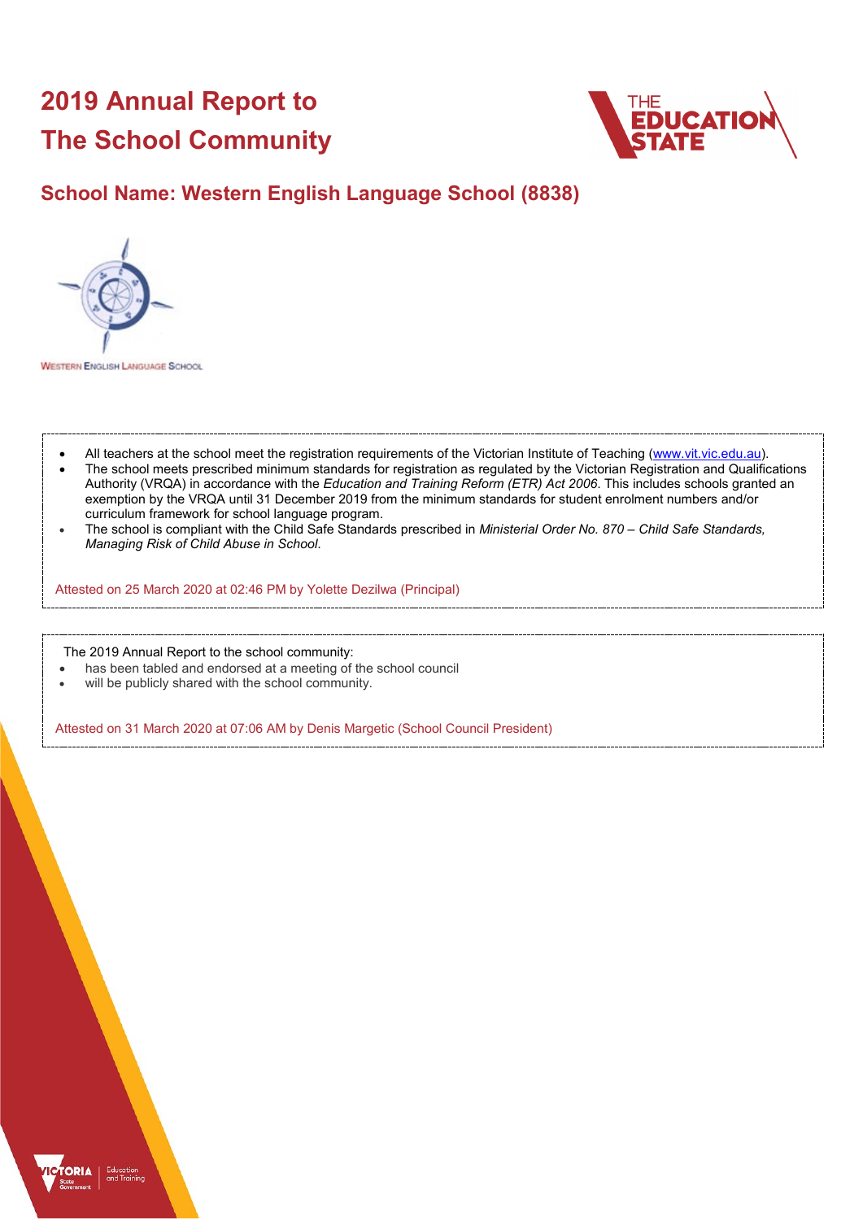# 2019 Annual Report to The School Community

## School Name: Western English Language School (8838)

- All teachers at the school meet the registration requirements of the Victorian Institute of Teaching (www.vit.vic.edu.au).
- The school meets prescribed minimum standards for registration as regulated by the Victorian Registration and Qualifications Authority (VRQA) in accordance with the *Education and Training Reform (ETR) Act 2006*. This includes schools granted an exemption by the VRQA until 31 December 2019 from the minimum standards for student enrolment numbers and/or curriculum framework for school language program.
- The school is compliant with the Child Safe Standards prescribed in *Ministerial Order No. 870 – Child Safe Standards, Managing Risk of Child Abuse in School*.

Attested on 25 March 2020 at 02:46 PM by Yolette Dezilwa (Principal)

The 2019 Annual Report to the school community:

- has been tabled and endorsed at a meeting of the school council
- will be publicly shared with the school community.

Attested on 31 March 2020 at 07:06 AM by Denis Margetic (School Council President)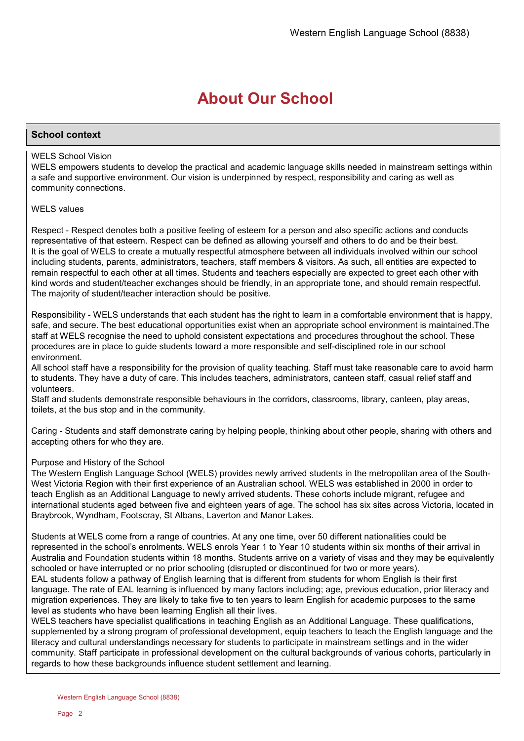# About Our School

## School context

WELS School Vision
WELS empowers students to develop the practical and academic language skills needed in mainstream settings within a safe and supportive environment. Our vision is underpinned by respect, responsibility and caring as well as community connections.

WELS values

Respect - Respect denotes both a positive feeling of esteem for a person and also specific actions and conducts representative of that esteem. Respect can be defined as allowing yourself and others to do and be their best. It is the goal of WELS to create a mutually respectful atmosphere between all individuals involved within our school including students, parents, administrators, teachers, staff members & visitors. As such, all entities are expected to remain respectful to each other at all times. Students and teachers especially are expected to greet each other with kind words and student/teacher exchanges should be friendly, in an appropriate tone, and should remain respectful. The majority of student/teacher interaction should be positive.

Responsibility - WELS understands that each student has the right to learn in a comfortable environment that is happy, safe, and secure. The best educational opportunities exist when an appropriate school environment is maintained.The staff at WELS recognise the need to uphold consistent expectations and procedures throughout the school. These procedures are in place to guide students toward a more responsible and self-disciplined role in our school environment.
All school staff have a responsibility for the provision of quality teaching. Staff must take reasonable care to avoid harm to students. They have a duty of care. This includes teachers, administrators, canteen staff, casual relief staff and volunteers.
Staff and students demonstrate responsible behaviours in the corridors, classrooms, library, canteen, play areas, toilets, at the bus stop and in the community.

Caring - Students and staff demonstrate caring by helping people, thinking about other people, sharing with others and accepting others for who they are.

Purpose and History of the School
The Western English Language School (WELS) provides newly arrived students in the metropolitan area of the South-West Victoria Region with their first experience of an Australian school. WELS was established in 2000 in order to teach English as an Additional Language to newly arrived students. These cohorts include migrant, refugee and international students aged between five and eighteen years of age. The school has six sites across Victoria, located in Braybrook, Wyndham, Footscray, St Albans, Laverton and Manor Lakes.

Students at WELS come from a range of countries. At any one time, over 50 different nationalities could be represented in the school's enrolments. WELS enrols Year 1 to Year 10 students within six months of their arrival in Australia and Foundation students within 18 months. Students arrive on a variety of visas and they may be equivalently schooled or have interrupted or no prior schooling (disrupted or discontinued for two or more years).
EAL students follow a pathway of English learning that is different from students for whom English is their first language. The rate of EAL learning is influenced by many factors including; age, previous education, prior literacy and migration experiences. They are likely to take five to ten years to learn English for academic purposes to the same level as students who have been learning English all their lives.
WELS teachers have specialist qualifications in teaching English as an Additional Language. These qualifications, supplemented by a strong program of professional development, equip teachers to teach the English language and the literacy and cultural understandings necessary for students to participate in mainstream settings and in the wider community. Staff participate in professional development on the cultural backgrounds of various cohorts, particularly in regards to how these backgrounds influence student settlement and learning.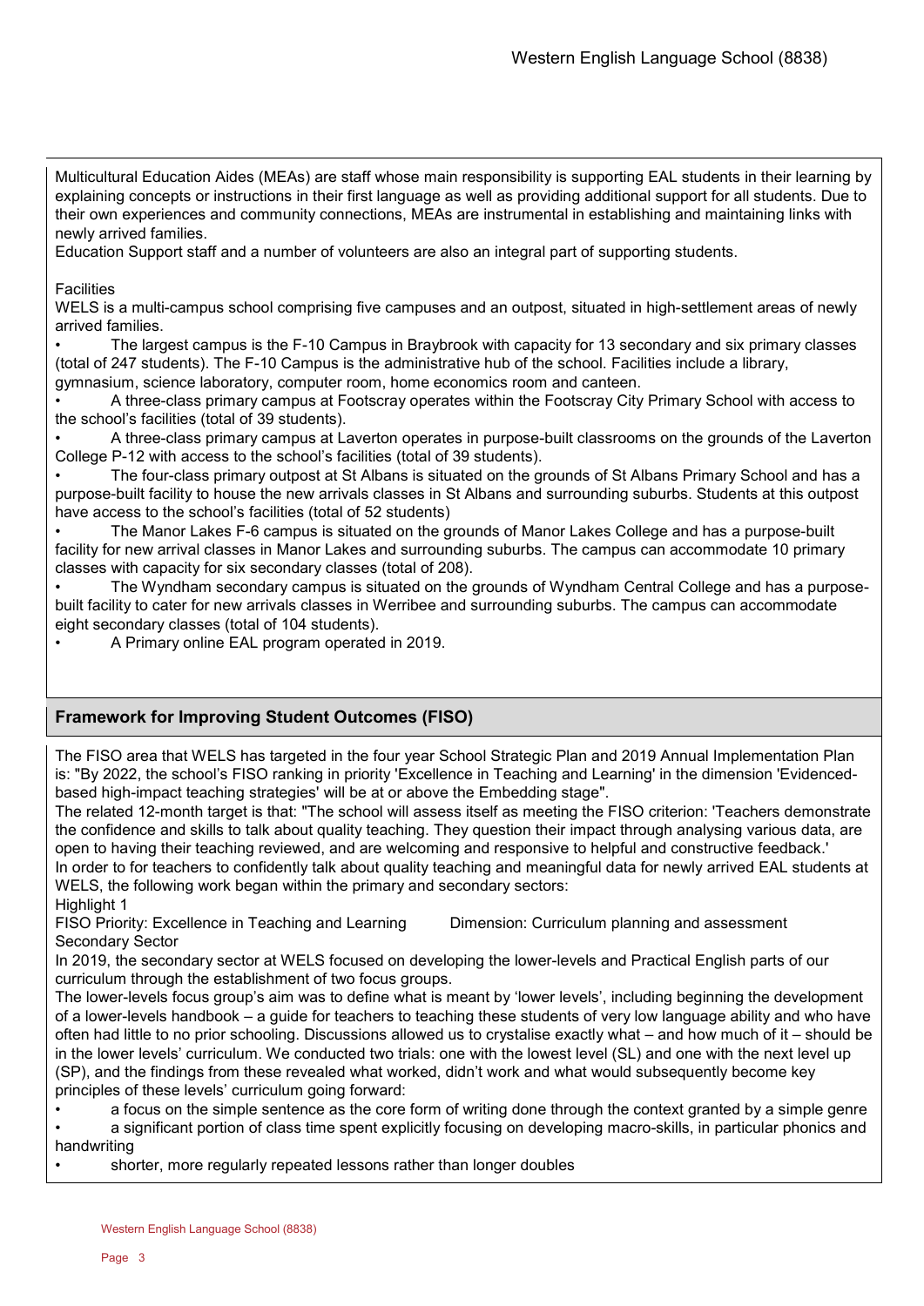Multicultural Education Aides (MEAs) are staff whose main responsibility is supporting EAL students in their learning by explaining concepts or instructions in their first language as well as providing additional support for all students. Due to their own experiences and community connections, MEAs are instrumental in establishing and maintaining links with newly arrived families.
Education Support staff and a number of volunteers are also an integral part of supporting students.

Facilities
WELS is a multi-campus school comprising five campuses and an outpost, situated in high-settlement areas of newly arrived families.

- The largest campus is the F-10 Campus in Braybrook with capacity for 13 secondary and six primary classes (total of 247 students). The F-10 Campus is the administrative hub of the school. Facilities include a library, gymnasium, science laboratory, computer room, home economics room and canteen.
- A three-class primary campus at Footscray operates within the Footscray City Primary School with access to the school's facilities (total of 39 students).
- A three-class primary campus at Laverton operates in purpose-built classrooms on the grounds of the Laverton College P-12 with access to the school's facilities (total of 39 students).
- The four-class primary outpost at St Albans is situated on the grounds of St Albans Primary School and has a purpose-built facility to house the new arrivals classes in St Albans and surrounding suburbs. Students at this outpost have access to the school's facilities (total of 52 students)
- The Manor Lakes F-6 campus is situated on the grounds of Manor Lakes College and has a purpose-built facility for new arrival classes in Manor Lakes and surrounding suburbs. The campus can accommodate 10 primary classes with capacity for six secondary classes (total of 208).
- The Wyndham secondary campus is situated on the grounds of Wyndham Central College and has a purpose-built facility to cater for new arrivals classes in Werribee and surrounding suburbs. The campus can accommodate eight secondary classes (total of 104 students).
- A Primary online EAL program operated in 2019.

## Framework for Improving Student Outcomes (FISO)

The FISO area that WELS has targeted in the four year School Strategic Plan and 2019 Annual Implementation Plan is: "By 2022, the school's FISO ranking in priority 'Excellence in Teaching and Learning' in the dimension 'Evidenced-based high-impact teaching strategies' will be at or above the Embedding stage".
The related 12-month target is that: "The school will assess itself as meeting the FISO criterion: 'Teachers demonstrate the confidence and skills to talk about quality teaching. They question their impact through analysing various data, are open to having their teaching reviewed, and are welcoming and responsive to helpful and constructive feedback.'
In order to for teachers to confidently talk about quality teaching and meaningful data for newly arrived EAL students at WELS, the following work began within the primary and secondary sectors:
Highlight 1
FISO Priority: Excellence in Teaching and Learning Dimension: Curriculum planning and assessment
Secondary Sector
In 2019, the secondary sector at WELS focused on developing the lower-levels and Practical English parts of our curriculum through the establishment of two focus groups.
The lower-levels focus group's aim was to define what is meant by 'lower levels', including beginning the development of a lower-levels handbook – a guide for teachers to teaching these students of very low language ability and who have often had little to no prior schooling. Discussions allowed us to crystalise exactly what – and how much of it – should be in the lower levels' curriculum. We conducted two trials: one with the lowest level (SL) and one with the next level up (SP), and the findings from these revealed what worked, didn't work and what would subsequently become key principles of these levels' curriculum going forward:

- a focus on the simple sentence as the core form of writing done through the context granted by a simple genre
- a significant portion of class time spent explicitly focusing on developing macro-skills, in particular phonics and handwriting
- shorter, more regularly repeated lessons rather than longer doubles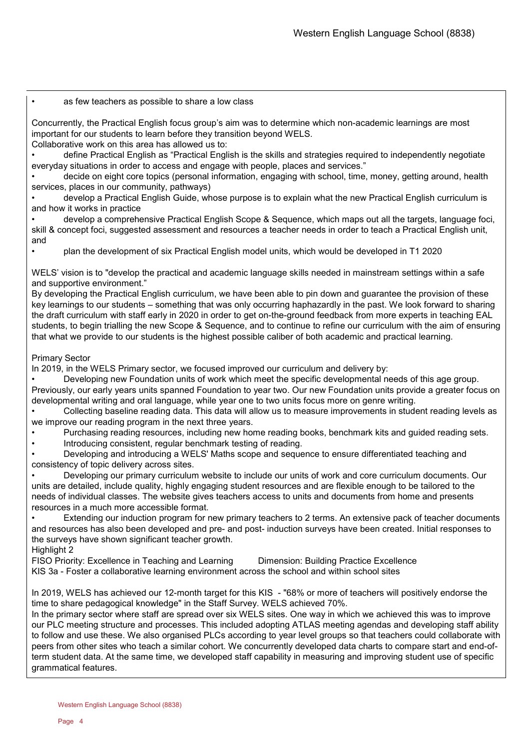- as few teachers as possible to share a low class

Concurrently, the Practical English focus group's aim was to determine which non-academic learnings are most important for our students to learn before they transition beyond WELS.
Collaborative work on this area has allowed us to:

- define Practical English as "Practical English is the skills and strategies required to independently negotiate everyday situations in order to access and engage with people, places and services."
- decide on eight core topics (personal information, engaging with school, time, money, getting around, health services, places in our community, pathways)
- develop a Practical English Guide, whose purpose is to explain what the new Practical English curriculum is and how it works in practice
- develop a comprehensive Practical English Scope & Sequence, which maps out all the targets, language foci, skill & concept foci, suggested assessment and resources a teacher needs in order to teach a Practical English unit, and
- plan the development of six Practical English model units, which would be developed in T1 2020

WELS' vision is to "develop the practical and academic language skills needed in mainstream settings within a safe and supportive environment."
By developing the Practical English curriculum, we have been able to pin down and guarantee the provision of these key learnings to our students – something that was only occurring haphazardly in the past. We look forward to sharing the draft curriculum with staff early in 2020 in order to get on-the-ground feedback from more experts in teaching EAL students, to begin trialling the new Scope & Sequence, and to continue to refine our curriculum with the aim of ensuring that what we provide to our students is the highest possible caliber of both academic and practical learning.

Primary Sector
In 2019, in the WELS Primary sector, we focused improved our curriculum and delivery by:

- Developing new Foundation units of work which meet the specific developmental needs of this age group. Previously, our early years units spanned Foundation to year two. Our new Foundation units provide a greater focus on developmental writing and oral language, while year one to two units focus more on genre writing.
- Collecting baseline reading data. This data will allow us to measure improvements in student reading levels as we improve our reading program in the next three years.
- Purchasing reading resources, including new home reading books, benchmark kits and guided reading sets.
- Introducing consistent, regular benchmark testing of reading.
- Developing and introducing a WELS' Maths scope and sequence to ensure differentiated teaching and consistency of topic delivery across sites.
- Developing our primary curriculum website to include our units of work and core curriculum documents. Our units are detailed, include quality, highly engaging student resources and are flexible enough to be tailored to the needs of individual classes. The website gives teachers access to units and documents from home and presents resources in a much more accessible format.
- Extending our induction program for new primary teachers to 2 terms. An extensive pack of teacher documents and resources has also been developed and pre- and post- induction surveys have been created. Initial responses to the surveys have shown significant teacher growth.

Highlight 2
FISO Priority: Excellence in Teaching and Learning Dimension: Building Practice Excellence
KIS 3a - Foster a collaborative learning environment across the school and within school sites

In 2019, WELS has achieved our 12-month target for this KIS - "68% or more of teachers will positively endorse the time to share pedagogical knowledge" in the Staff Survey. WELS achieved 70%.
In the primary sector where staff are spread over six WELS sites. One way in which we achieved this was to improve our PLC meeting structure and processes. This included adopting ATLAS meeting agendas and developing staff ability to follow and use these. We also organised PLCs according to year level groups so that teachers could collaborate with peers from other sites who teach a similar cohort. We concurrently developed data charts to compare start and end-of-term student data. At the same time, we developed staff capability in measuring and improving student use of specific grammatical features.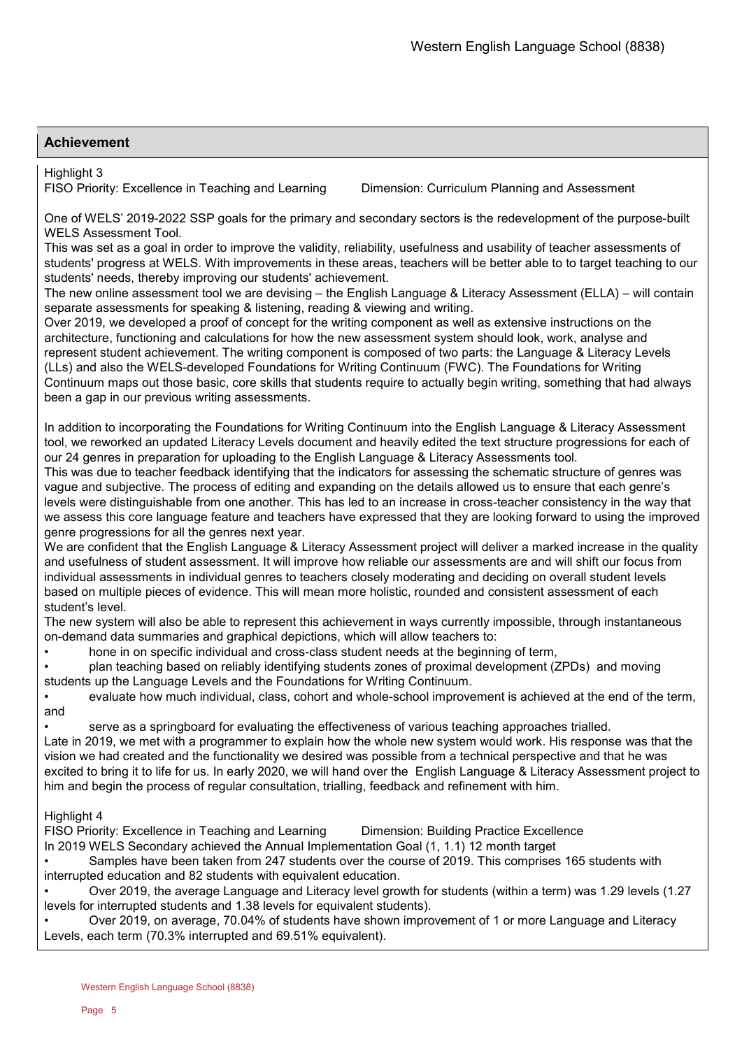## Achievement

Highlight 3

FISO Priority: Excellence in Teaching and Learning Dimension: Curriculum Planning and Assessment

One of WELS' 2019-2022 SSP goals for the primary and secondary sectors is the redevelopment of the purpose-built WELS Assessment Tool.

This was set as a goal in order to improve the validity, reliability, usefulness and usability of teacher assessments of students' progress at WELS. With improvements in these areas, teachers will be better able to to target teaching to our students' needs, thereby improving our students' achievement.

The new online assessment tool we are devising – the English Language & Literacy Assessment (ELLA) – will contain separate assessments for speaking & listening, reading & viewing and writing.

Over 2019, we developed a proof of concept for the writing component as well as extensive instructions on the architecture, functioning and calculations for how the new assessment system should look, work, analyse and represent student achievement. The writing component is composed of two parts: the Language & Literacy Levels (LLs) and also the WELS-developed Foundations for Writing Continuum (FWC). The Foundations for Writing Continuum maps out those basic, core skills that students require to actually begin writing, something that had always been a gap in our previous writing assessments.

In addition to incorporating the Foundations for Writing Continuum into the English Language & Literacy Assessment tool, we reworked an updated Literacy Levels document and heavily edited the text structure progressions for each of our 24 genres in preparation for uploading to the English Language & Literacy Assessments tool.

This was due to teacher feedback identifying that the indicators for assessing the schematic structure of genres was vague and subjective. The process of editing and expanding on the details allowed us to ensure that each genre's levels were distinguishable from one another. This has led to an increase in cross-teacher consistency in the way that we assess this core language feature and teachers have expressed that they are looking forward to using the improved genre progressions for all the genres next year.

We are confident that the English Language & Literacy Assessment project will deliver a marked increase in the quality and usefulness of student assessment. It will improve how reliable our assessments are and will shift our focus from individual assessments in individual genres to teachers closely moderating and deciding on overall student levels based on multiple pieces of evidence. This will mean more holistic, rounded and consistent assessment of each student's level.

The new system will also be able to represent this achievement in ways currently impossible, through instantaneous on-demand data summaries and graphical depictions, which will allow teachers to:

- hone in on specific individual and cross-class student needs at the beginning of term,
- plan teaching based on reliably identifying students zones of proximal development (ZPDs) and moving students up the Language Levels and the Foundations for Writing Continuum.
- evaluate how much individual, class, cohort and whole-school improvement is achieved at the end of the term, and
- serve as a springboard for evaluating the effectiveness of various teaching approaches trialled.

Late in 2019, we met with a programmer to explain how the whole new system would work. His response was that the vision we had created and the functionality we desired was possible from a technical perspective and that he was excited to bring it to life for us. In early 2020, we will hand over the English Language & Literacy Assessment project to him and begin the process of regular consultation, trialling, feedback and refinement with him.

Highlight 4

FISO Priority: Excellence in Teaching and Learning Dimension: Building Practice Excellence

In 2019 WELS Secondary achieved the Annual Implementation Goal (1, 1.1) 12 month target

- Samples have been taken from 247 students over the course of 2019. This comprises 165 students with interrupted education and 82 students with equivalent education.
- Over 2019, the average Language and Literacy level growth for students (within a term) was 1.29 levels (1.27 levels for interrupted students and 1.38 levels for equivalent students).
- Over 2019, on average, 70.04% of students have shown improvement of 1 or more Language and Literacy Levels, each term (70.3% interrupted and 69.51% equivalent).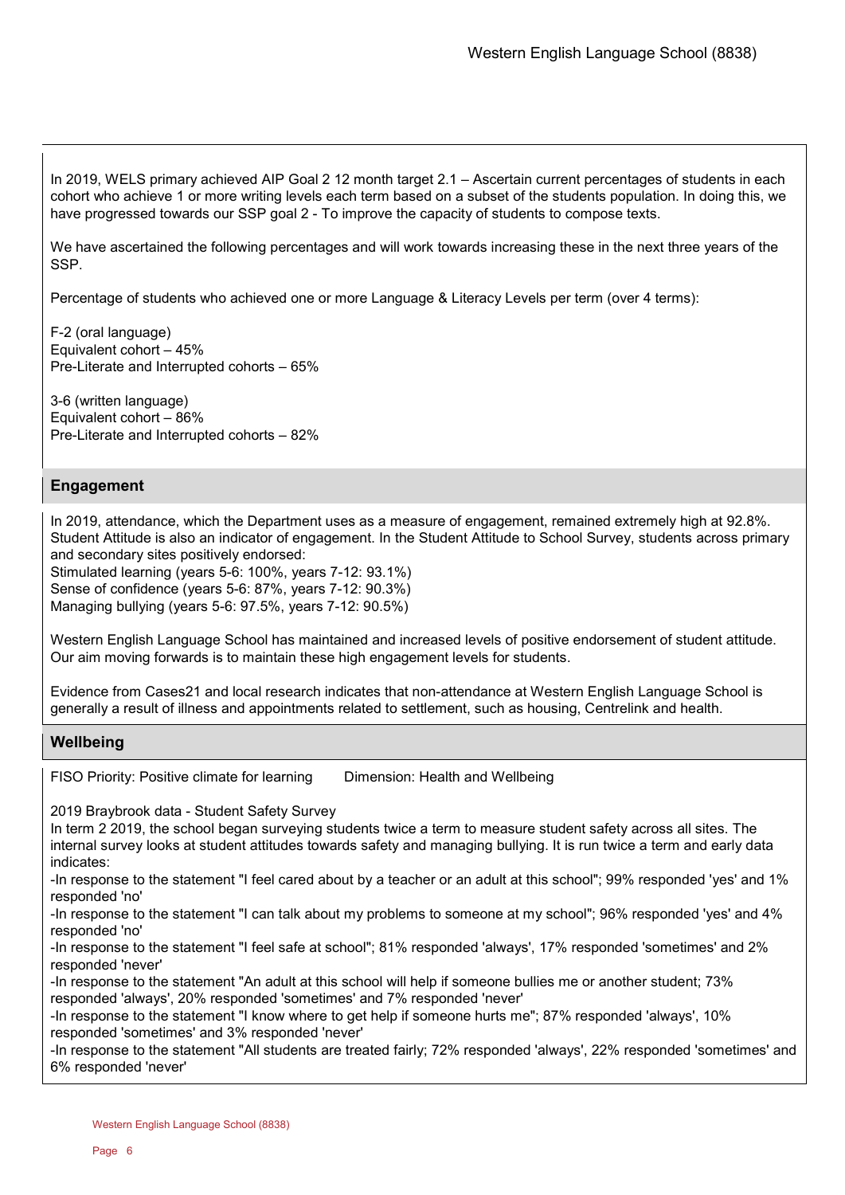In 2019, WELS primary achieved AIP Goal 2 12 month target 2.1 – Ascertain current percentages of students in each cohort who achieve 1 or more writing levels each term based on a subset of the students population. In doing this, we have progressed towards our SSP goal 2 - To improve the capacity of students to compose texts.

We have ascertained the following percentages and will work towards increasing these in the next three years of the SSP.

Percentage of students who achieved one or more Language & Literacy Levels per term (over 4 terms):

F-2 (oral language)
Equivalent cohort – 45%
Pre-Literate and Interrupted cohorts – 65%

3-6 (written language)
Equivalent cohort – 86%
Pre-Literate and Interrupted cohorts – 82%

## Engagement

In 2019, attendance, which the Department uses as a measure of engagement, remained extremely high at 92.8%. Student Attitude is also an indicator of engagement. In the Student Attitude to School Survey, students across primary and secondary sites positively endorsed:
Stimulated learning (years 5-6: 100%, years 7-12: 93.1%)
Sense of confidence (years 5-6: 87%, years 7-12: 90.3%)
Managing bullying (years 5-6: 97.5%, years 7-12: 90.5%)

Western English Language School has maintained and increased levels of positive endorsement of student attitude. Our aim moving forwards is to maintain these high engagement levels for students.

Evidence from Cases21 and local research indicates that non-attendance at Western English Language School is generally a result of illness and appointments related to settlement, such as housing, Centrelink and health.

## Wellbeing

FISO Priority: Positive climate for learning     Dimension: Health and Wellbeing

2019 Braybrook data - Student Safety Survey
In term 2 2019, the school began surveying students twice a term to measure student safety across all sites. The internal survey looks at student attitudes towards safety and managing bullying. It is run twice a term and early data indicates:
-In response to the statement "I feel cared about by a teacher or an adult at this school"; 99% responded 'yes' and 1% responded 'no'
-In response to the statement "I can talk about my problems to someone at my school"; 96% responded 'yes' and 4% responded 'no'
-In response to the statement "I feel safe at school"; 81% responded 'always', 17% responded 'sometimes' and 2% responded 'never'
-In response to the statement "An adult at this school will help if someone bullies me or another student; 73% responded 'always', 20% responded 'sometimes' and 7% responded 'never'
-In response to the statement "I know where to get help if someone hurts me"; 87% responded 'always', 10% responded 'sometimes' and 3% responded 'never'
-In response to the statement "All students are treated fairly; 72% responded 'always', 22% responded 'sometimes' and 6% responded 'never'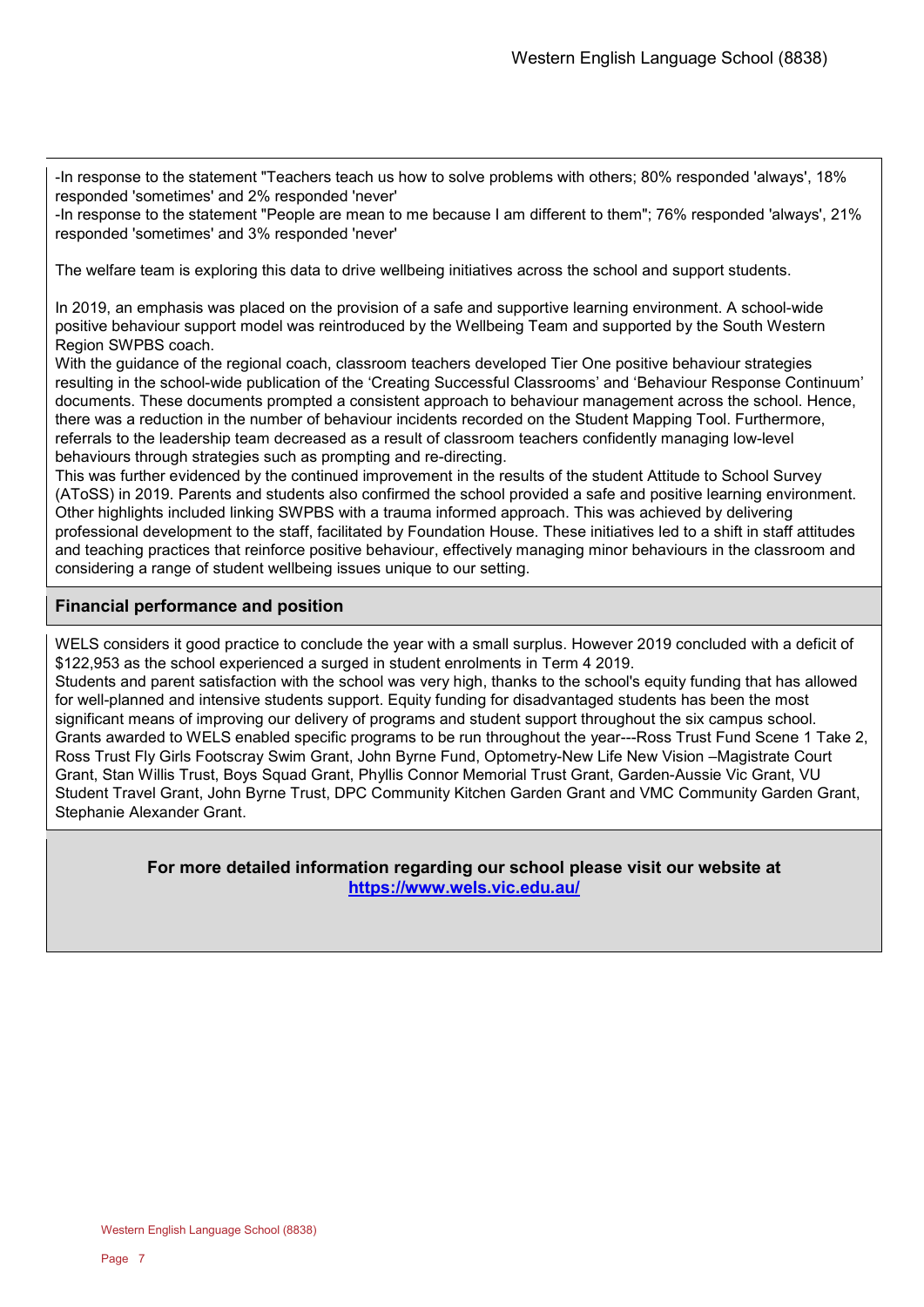-In response to the statement "Teachers teach us how to solve problems with others; 80% responded 'always', 18% responded 'sometimes' and 2% responded 'never'
-In response to the statement "People are mean to me because I am different to them"; 76% responded 'always', 21% responded 'sometimes' and 3% responded 'never'

The welfare team is exploring this data to drive wellbeing initiatives across the school and support students.

In 2019, an emphasis was placed on the provision of a safe and supportive learning environment. A school-wide positive behaviour support model was reintroduced by the Wellbeing Team and supported by the South Western Region SWPBS coach.
With the guidance of the regional coach, classroom teachers developed Tier One positive behaviour strategies resulting in the school-wide publication of the 'Creating Successful Classrooms' and 'Behaviour Response Continuum' documents. These documents prompted a consistent approach to behaviour management across the school. Hence, there was a reduction in the number of behaviour incidents recorded on the Student Mapping Tool. Furthermore, referrals to the leadership team decreased as a result of classroom teachers confidently managing low-level behaviours through strategies such as prompting and re-directing.
This was further evidenced by the continued improvement in the results of the student Attitude to School Survey (AToSS) in 2019. Parents and students also confirmed the school provided a safe and positive learning environment. Other highlights included linking SWPBS with a trauma informed approach. This was achieved by delivering professional development to the staff, facilitated by Foundation House. These initiatives led to a shift in staff attitudes and teaching practices that reinforce positive behaviour, effectively managing minor behaviours in the classroom and considering a range of student wellbeing issues unique to our setting.

## Financial performance and position

WELS considers it good practice to conclude the year with a small surplus. However 2019 concluded with a deficit of $122,953 as the school experienced a surged in student enrolments in Term 4 2019.
Students and parent satisfaction with the school was very high, thanks to the school's equity funding that has allowed for well-planned and intensive students support. Equity funding for disadvantaged students has been the most significant means of improving our delivery of programs and student support throughout the six campus school.
Grants awarded to WELS enabled specific programs to be run throughout the year---Ross Trust Fund Scene 1 Take 2, Ross Trust Fly Girls Footscray Swim Grant, John Byrne Fund, Optometry-New Life New Vision –Magistrate Court Grant, Stan Willis Trust, Boys Squad Grant, Phyllis Connor Memorial Trust Grant, Garden-Aussie Vic Grant, VU Student Travel Grant, John Byrne Trust, DPC Community Kitchen Garden Grant and VMC Community Garden Grant, Stephanie Alexander Grant.

**For more detailed information regarding our school please visit our website at [https://www.wels.vic.edu.au/](https://www.wels.vic.edu.au/)**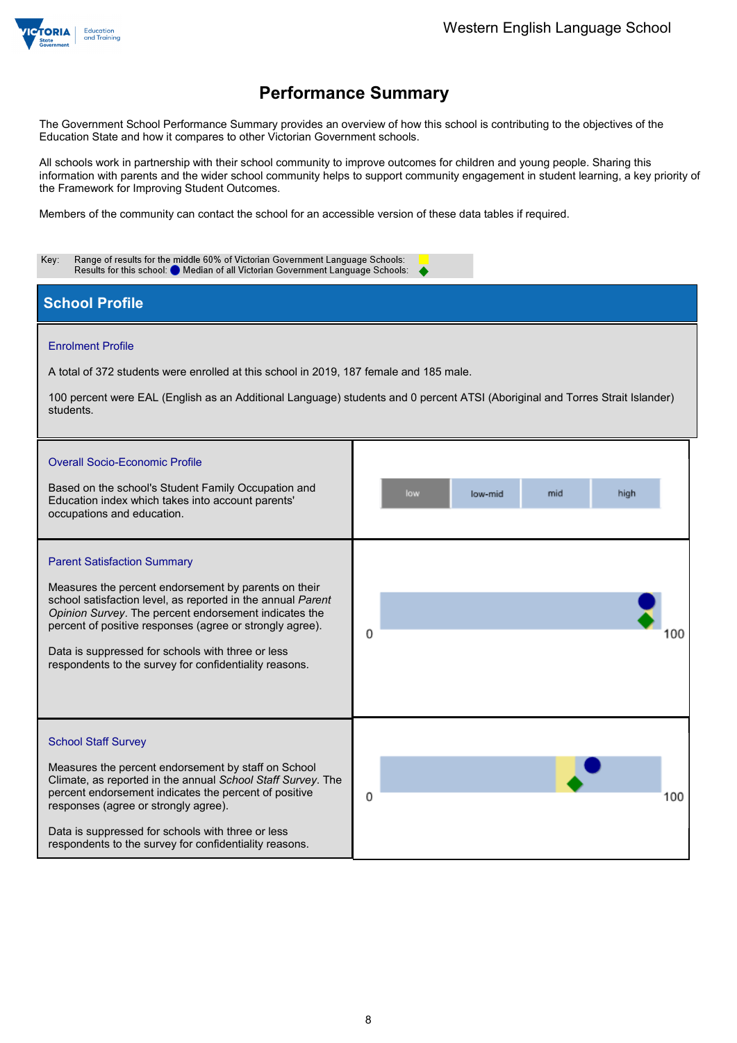# Performance Summary

The Government School Performance Summary provides an overview of how this school is contributing to the objectives of the Education State and how it compares to other Victorian Government schools.

All schools work in partnership with their school community to improve outcomes for children and young people. Sharing this information with parents and the wider school community helps to support community engagement in student learning, a key priority of the Framework for Improving Student Outcomes.

Members of the community can contact the school for an accessible version of these data tables if required.

Key: Range of results for the middle 60% of Victorian Government Language Schools:
Results for this school: Median of all Victorian Government Language Schools:

## School Profile

### Enrolment Profile

A total of 372 students were enrolled at this school in 2019, 187 female and 185 male.

100 percent were EAL (English as an Additional Language) students and 0 percent ATSI (Aboriginal and Torres Strait Islander) students.

### Overall Socio-Economic Profile

Based on the school's Student Family Occupation and Education index which takes into account parents' occupations and education.

low
low-mid
mid
high

### Parent Satisfaction Summary

Measures the percent endorsement by parents on their school satisfaction level, as reported in the annual *Parent Opinion Survey*. The percent endorsement indicates the percent of positive responses (agree or strongly agree).

Data is suppressed for schools with three or less respondents to the survey for confidentiality reasons.

0
100

### School Staff Survey

Measures the percent endorsement by staff on School Climate, as reported in the annual *School Staff Survey*. The percent endorsement indicates the percent of positive responses (agree or strongly agree).

Data is suppressed for schools with three or less respondents to the survey for confidentiality reasons.

0
100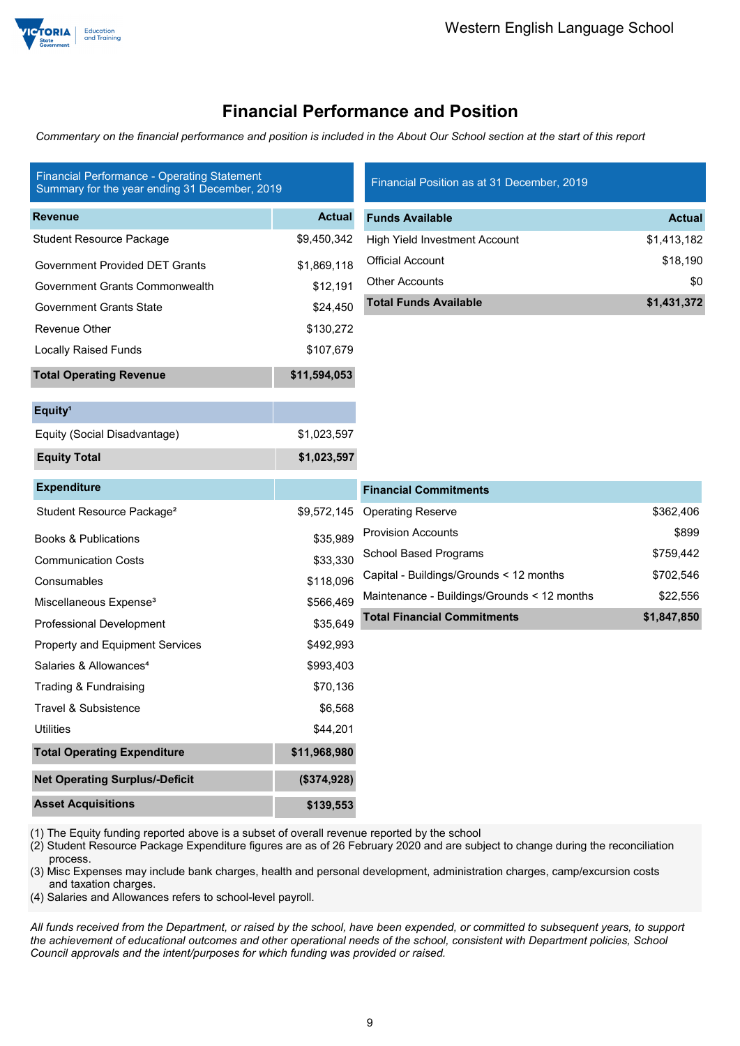# Financial Performance and Position

*Commentary on the financial performance and position is included in the About Our School section at the start of this report*

**Financial Performance - Operating Statement Summary for the year ending 31 December, 2019**

| Revenue | Actual |
|---|---|
| Student Resource Package | $9,450,342 |
| Government Provided DET Grants | $1,869,118 |
| Government Grants Commonwealth | $12,191 |
| Government Grants State | $24,450 |
| Revenue Other | $130,272 |
| Locally Raised Funds | $107,679 |
| **Total Operating Revenue** | **$11,594,053** |

| Equity[1] | |
|---|---|
| Equity (Social Disadvantage) | $1,023,597 |
| **Equity Total** | **$1,023,597** |

| Expenditure | |
|---|---|
| Student Resource Package[2] | $9,572,145 |
| Books & Publications | $35,989 |
| Communication Costs | $33,330 |
| Consumables | $118,096 |
| Miscellaneous Expense[3] | $566,469 |
| Professional Development | $35,649 |
| Property and Equipment Services | $492,993 |
| Salaries & Allowances[4] | $993,403 |
| Trading & Fundraising | $70,136 |
| Travel & Subsistence | $6,568 |
| Utilities | $44,201 |
| **Total Operating Expenditure** | **$11,968,980** |
| **Net Operating Surplus/-Deficit** | **($374,928)** |
| **Asset Acquisitions** | **$139,553** |

**Financial Position as at 31 December, 2019**

| Funds Available | Actual |
|---|---|
| High Yield Investment Account | $1,413,182 |
| Official Account | $18,190 |
| Other Accounts | $0 |
| **Total Funds Available** | **$1,431,372** |

| Financial Commitments | |
|---|---|
| Operating Reserve | $362,406 |
| Provision Accounts | $899 |
| School Based Programs | $759,442 |
| Capital - Buildings/Grounds < 12 months | $702,546 |
| Maintenance - Buildings/Grounds < 12 months | $22,556 |
| **Total Financial Commitments** | **$1,847,850** |

(1) The Equity funding reported above is a subset of overall revenue reported by the school
(2) Student Resource Package Expenditure figures are as of 26 February 2020 and are subject to change during the reconciliation process.
(3) Misc Expenses may include bank charges, health and personal development, administration charges, camp/excursion costs and taxation charges.
(4) Salaries and Allowances refers to school-level payroll.

*All funds received from the Department, or raised by the school, have been expended, or committed to subsequent years, to support the achievement of educational outcomes and other operational needs of the school, consistent with Department policies, School Council approvals and the intent/purposes for which funding was provided or raised.*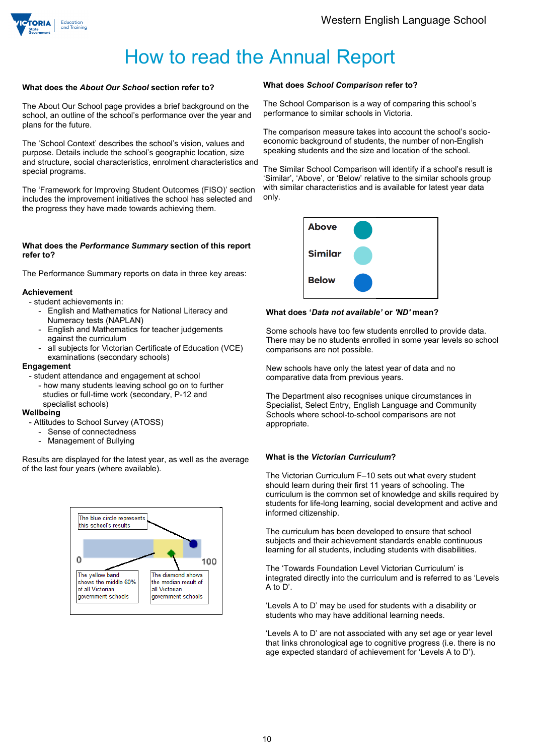# How to read the Annual Report

**What does the *About Our School* section refer to?**

The About Our School page provides a brief background on the school, an outline of the school's performance over the year and plans for the future.

The 'School Context' describes the school's vision, values and purpose. Details include the school's geographic location, size and structure, social characteristics, enrolment characteristics and special programs.

The 'Framework for Improving Student Outcomes (FISO)' section includes the improvement initiatives the school has selected and the progress they have made towards achieving them.

**What does the *Performance Summary* section of this report refer to?**

The Performance Summary reports on data in three key areas:

**Achievement**

- student achievements in:
  - English and Mathematics for National Literacy and Numeracy tests (NAPLAN)
  - English and Mathematics for teacher judgements against the curriculum
  - all subjects for Victorian Certificate of Education (VCE) examinations (secondary schools)

**Engagement**

- student attendance and engagement at school
  - how many students leaving school go on to further studies or full-time work (secondary, P-12 and specialist schools)

**Wellbeing**

- Attitudes to School Survey (ATOSS)
  - Sense of connectedness
  - Management of Bullying

Results are displayed for the latest year, as well as the average of the last four years (where available).

The blue circle represents this school's results

0

100

The yellow band shows the middle 60% of all Victorian government schools

The diamond shows the median result of all Victorian government schools

**What does *School Comparison* refer to?**

The School Comparison is a way of comparing this school's performance to similar schools in Victoria.

The comparison measure takes into account the school's socio-economic background of students, the number of non-English speaking students and the size and location of the school.

The Similar School Comparison will identify if a school's result is 'Similar', 'Above', or 'Below' relative to the similar schools group with similar characteristics and is available for latest year data only.

Above

Similar

Below

**What does '*Data not available*' or *'ND'* mean?**

Some schools have too few students enrolled to provide data. There may be no students enrolled in some year levels so school comparisons are not possible.

New schools have only the latest year of data and no comparative data from previous years.

The Department also recognises unique circumstances in Specialist, Select Entry, English Language and Community Schools where school-to-school comparisons are not appropriate.

**What is the *Victorian Curriculum*?**

The Victorian Curriculum F–10 sets out what every student should learn during their first 11 years of schooling. The curriculum is the common set of knowledge and skills required by students for life-long learning, social development and active and informed citizenship.

The curriculum has been developed to ensure that school subjects and their achievement standards enable continuous learning for all students, including students with disabilities.

The 'Towards Foundation Level Victorian Curriculum' is integrated directly into the curriculum and is referred to as 'Levels A to D'.

'Levels A to D' may be used for students with a disability or students who may have additional learning needs.

'Levels A to D' are not associated with any set age or year level that links chronological age to cognitive progress (i.e. there is no age expected standard of achievement for 'Levels A to D').